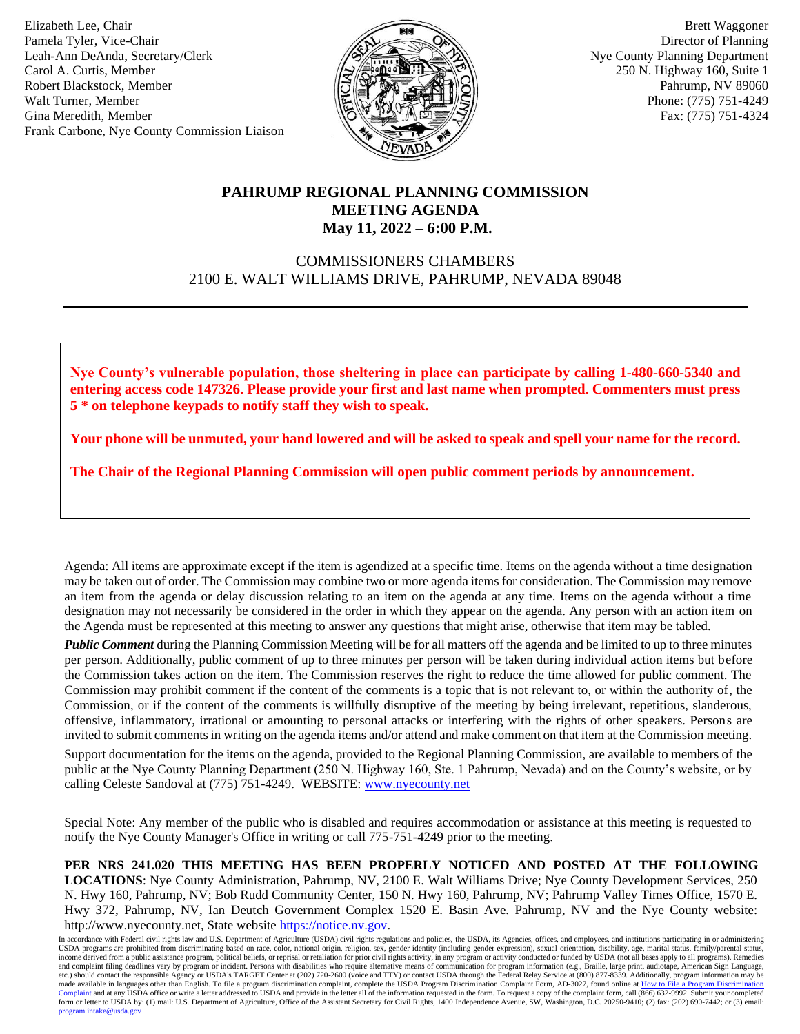Elizabeth Lee, Chair
Pamela Tyler, Vice-Chair
Leah-Ann DeAnda, Secretary/Clerk
Carol A. Curtis, Member
Robert Blackstock, Member
Walt Turner, Member
Gina Meredith, Member
Frank Carbone, Nye County Commission Liaison

Brett Waggoner
Director of Planning
Nye County Planning Department
250 N. Highway 160, Suite 1
Pahrump, NV 89060
Phone: (775) 751-4249
Fax: (775) 751-4324

# PAHRUMP REGIONAL PLANNING COMMISSION MEETING AGENDA
## May 11, 2022 – 6:00 P.M.

COMMISSIONERS CHAMBERS
2100 E. WALT WILLIAMS DRIVE, PAHRUMP, NEVADA 89048

---

**Nye County's vulnerable population, those sheltering in place can participate by calling 1-480-660-5340 and entering access code 147326. Please provide your first and last name when prompted. Commenters must press 5 * on telephone keypads to notify staff they wish to speak.**

**Your phone will be unmuted, your hand lowered and will be asked to speak and spell your name for the record.**

**The Chair of the Regional Planning Commission will open public comment periods by announcement.**

Agenda: All items are approximate except if the item is agendized at a specific time. Items on the agenda without a time designation may be taken out of order. The Commission may combine two or more agenda items for consideration. The Commission may remove an item from the agenda or delay discussion relating to an item on the agenda at any time. Items on the agenda without a time designation may not necessarily be considered in the order in which they appear on the agenda. Any person with an action item on the Agenda must be represented at this meeting to answer any questions that might arise, otherwise that item may be tabled.

***Public Comment*** during the Planning Commission Meeting will be for all matters off the agenda and be limited to up to three minutes per person. Additionally, public comment of up to three minutes per person will be taken during individual action items but before the Commission takes action on the item. The Commission reserves the right to reduce the time allowed for public comment. The Commission may prohibit comment if the content of the comments is a topic that is not relevant to, or within the authority of, the Commission, or if the content of the comments is willfully disruptive of the meeting by being irrelevant, repetitious, slanderous, offensive, inflammatory, irrational or amounting to personal attacks or interfering with the rights of other speakers. Persons are invited to submit comments in writing on the agenda items and/or attend and make comment on that item at the Commission meeting.

Support documentation for the items on the agenda, provided to the Regional Planning Commission, are available to members of the public at the Nye County Planning Department (250 N. Highway 160, Ste. 1 Pahrump, Nevada) and on the County's website, or by calling Celeste Sandoval at (775) 751-4249. WEBSITE: www.nyecounty.net

Special Note: Any member of the public who is disabled and requires accommodation or assistance at this meeting is requested to notify the Nye County Manager's Office in writing or call 775-751-4249 prior to the meeting.

**PER NRS 241.020 THIS MEETING HAS BEEN PROPERLY NOTICED AND POSTED AT THE FOLLOWING LOCATIONS**: Nye County Administration, Pahrump, NV, 2100 E. Walt Williams Drive; Nye County Development Services, 250 N. Hwy 160, Pahrump, NV; Bob Rudd Community Center, 150 N. Hwy 160, Pahrump, NV; Pahrump Valley Times Office, 1570 E. Hwy 372, Pahrump, NV, Ian Deutch Government Complex 1520 E. Basin Ave. Pahrump, NV and the Nye County website: http://www.nyecounty.net, State website https://notice.nv.gov.

In accordance with Federal civil rights law and U.S. Department of Agriculture (USDA) civil rights regulations and policies, the USDA, its Agencies, offices, and employees, and institutions participating in or administering USDA programs are prohibited from discriminating based on race, color, national origin, religion, sex, gender identity (including gender expression), sexual orientation, disability, age, marital status, family/parental status, income derived from a public assistance program, political beliefs, or reprisal or retaliation for prior civil rights activity, in any program or activity conducted or funded by USDA (not all bases apply to all programs). Remedies and complaint filing deadlines vary by program or incident. Persons with disabilities who require alternative means of communication for program information (e.g., Braille, large print, audiotape, American Sign Language, etc.) should contact the responsible Agency or USDA's TARGET Center at (202) 720-2600 (voice and TTY) or contact USDA through the Federal Relay Service at (800) 877-8339. Additionally, program information may be made available in languages other than English. To file a program discrimination complaint, complete the USDA Program Discrimination Complaint Form, AD-3027, found online at How to File a Program Discrimination Complaint and at any USDA office or write a letter addressed to USDA and provide in the letter all of the information requested in the form. To request a copy of the complaint form, call (866) 632-9992. Submit your completed form or letter to USDA by: (1) mail: U.S. Department of Agriculture, Office of the Assistant Secretary for Civil Rights, 1400 Independence Avenue, SW, Washington, D.C. 20250-9410; (2) fax: (202) 690-7442; or (3) email: program.intake@usda.gov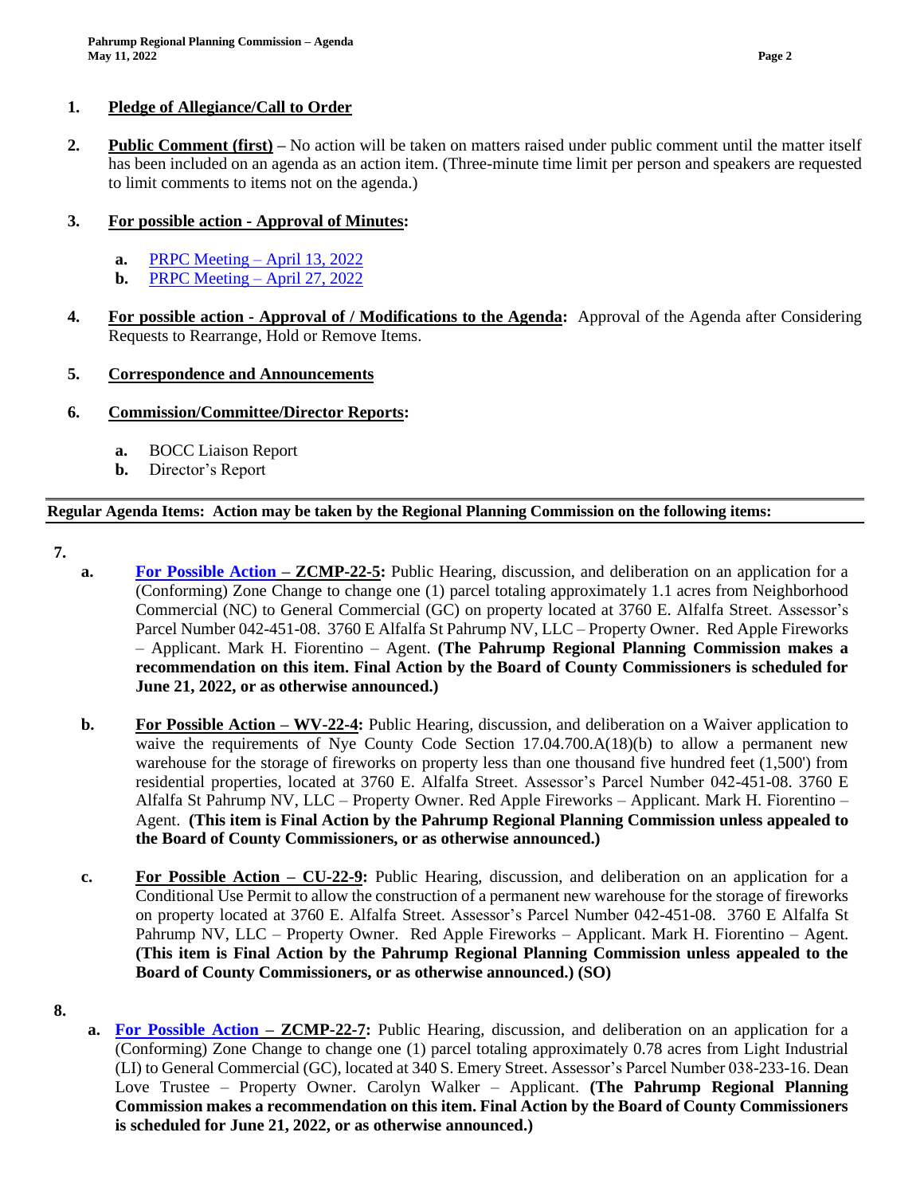1. **Pledge of Allegiance/Call to Order**

2. **Public Comment (first) –** No action will be taken on matters raised under public comment until the matter itself has been included on an agenda as an action item. (Three-minute time limit per person and speakers are requested to limit comments to items not on the agenda.)

3. **For possible action - Approval of Minutes:**

   a. PRPC Meeting – April 13, 2022
   b. PRPC Meeting – April 27, 2022

4. **For possible action - Approval of / Modifications to the Agenda:** Approval of the Agenda after Considering Requests to Rearrange, Hold or Remove Items.

5. **Correspondence and Announcements**

6. **Commission/Committee/Director Reports:**

   a. BOCC Liaison Report
   b. Director's Report

**Regular Agenda Items: Action may be taken by the Regional Planning Commission on the following items:**

7.

   a. **For Possible Action – ZCMP-22-5:** Public Hearing, discussion, and deliberation on an application for a (Conforming) Zone Change to change one (1) parcel totaling approximately 1.1 acres from Neighborhood Commercial (NC) to General Commercial (GC) on property located at 3760 E. Alfalfa Street. Assessor's Parcel Number 042-451-08. 3760 E Alfalfa St Pahrump NV, LLC – Property Owner. Red Apple Fireworks – Applicant. Mark H. Fiorentino – Agent. **(The Pahrump Regional Planning Commission makes a recommendation on this item. Final Action by the Board of County Commissioners is scheduled for June 21, 2022, or as otherwise announced.)**

   b. **For Possible Action – WV-22-4:** Public Hearing, discussion, and deliberation on a Waiver application to waive the requirements of Nye County Code Section 17.04.700.A(18)(b) to allow a permanent new warehouse for the storage of fireworks on property less than one thousand five hundred feet (1,500') from residential properties, located at 3760 E. Alfalfa Street. Assessor's Parcel Number 042-451-08. 3760 E Alfalfa St Pahrump NV, LLC – Property Owner. Red Apple Fireworks – Applicant. Mark H. Fiorentino – Agent. **(This item is Final Action by the Pahrump Regional Planning Commission unless appealed to the Board of County Commissioners, or as otherwise announced.)**

   c. **For Possible Action – CU-22-9:** Public Hearing, discussion, and deliberation on an application for a Conditional Use Permit to allow the construction of a permanent new warehouse for the storage of fireworks on property located at 3760 E. Alfalfa Street. Assessor's Parcel Number 042-451-08. 3760 E Alfalfa St Pahrump NV, LLC – Property Owner. Red Apple Fireworks – Applicant. Mark H. Fiorentino – Agent. **(This item is Final Action by the Pahrump Regional Planning Commission unless appealed to the Board of County Commissioners, or as otherwise announced.) (SO)**

8.

   a. **For Possible Action – ZCMP-22-7:** Public Hearing, discussion, and deliberation on an application for a (Conforming) Zone Change to change one (1) parcel totaling approximately 0.78 acres from Light Industrial (LI) to General Commercial (GC), located at 340 S. Emery Street. Assessor's Parcel Number 038-233-16. Dean Love Trustee – Property Owner. Carolyn Walker – Applicant. **(The Pahrump Regional Planning Commission makes a recommendation on this item. Final Action by the Board of County Commissioners is scheduled for June 21, 2022, or as otherwise announced.)**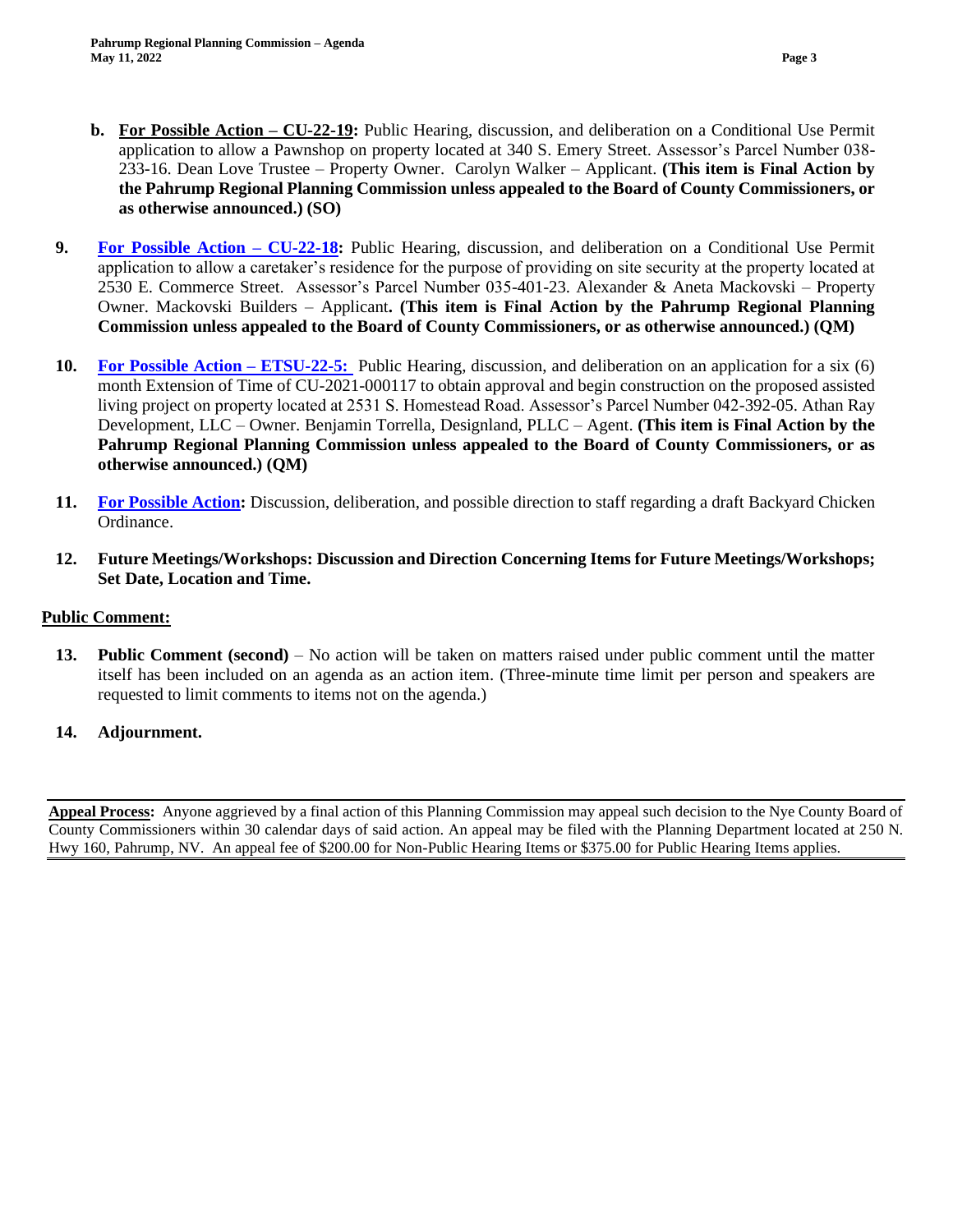b. **For Possible Action – CU-22-19:** Public Hearing, discussion, and deliberation on a Conditional Use Permit application to allow a Pawnshop on property located at 340 S. Emery Street. Assessor's Parcel Number 038-233-16. Dean Love Trustee – Property Owner. Carolyn Walker – Applicant. **(This item is Final Action by the Pahrump Regional Planning Commission unless appealed to the Board of County Commissioners, or as otherwise announced.) (SO)**

9. **For Possible Action – CU-22-18:** Public Hearing, discussion, and deliberation on a Conditional Use Permit application to allow a caretaker's residence for the purpose of providing on site security at the property located at 2530 E. Commerce Street. Assessor's Parcel Number 035-401-23. Alexander & Aneta Mackovski – Property Owner. Mackovski Builders – Applicant**. (This item is Final Action by the Pahrump Regional Planning Commission unless appealed to the Board of County Commissioners, or as otherwise announced.) (QM)**

10. **For Possible Action – ETSU-22-5:** Public Hearing, discussion, and deliberation on an application for a six (6) month Extension of Time of CU-2021-000117 to obtain approval and begin construction on the proposed assisted living project on property located at 2531 S. Homestead Road. Assessor's Parcel Number 042-392-05. Athan Ray Development, LLC – Owner. Benjamin Torrella, Designland, PLLC – Agent. **(This item is Final Action by the Pahrump Regional Planning Commission unless appealed to the Board of County Commissioners, or as otherwise announced.) (QM)**

11. **For Possible Action:** Discussion, deliberation, and possible direction to staff regarding a draft Backyard Chicken Ordinance.

12. **Future Meetings/Workshops: Discussion and Direction Concerning Items for Future Meetings/Workshops; Set Date, Location and Time.**

**Public Comment:**

13. **Public Comment (second)** – No action will be taken on matters raised under public comment until the matter itself has been included on an agenda as an action item. (Three-minute time limit per person and speakers are requested to limit comments to items not on the agenda.)

14. **Adjournment.**

---

**Appeal Process:** Anyone aggrieved by a final action of this Planning Commission may appeal such decision to the Nye County Board of County Commissioners within 30 calendar days of said action. An appeal may be filed with the Planning Department located at 250 N. Hwy 160, Pahrump, NV. An appeal fee of $200.00 for Non-Public Hearing Items or $375.00 for Public Hearing Items applies.